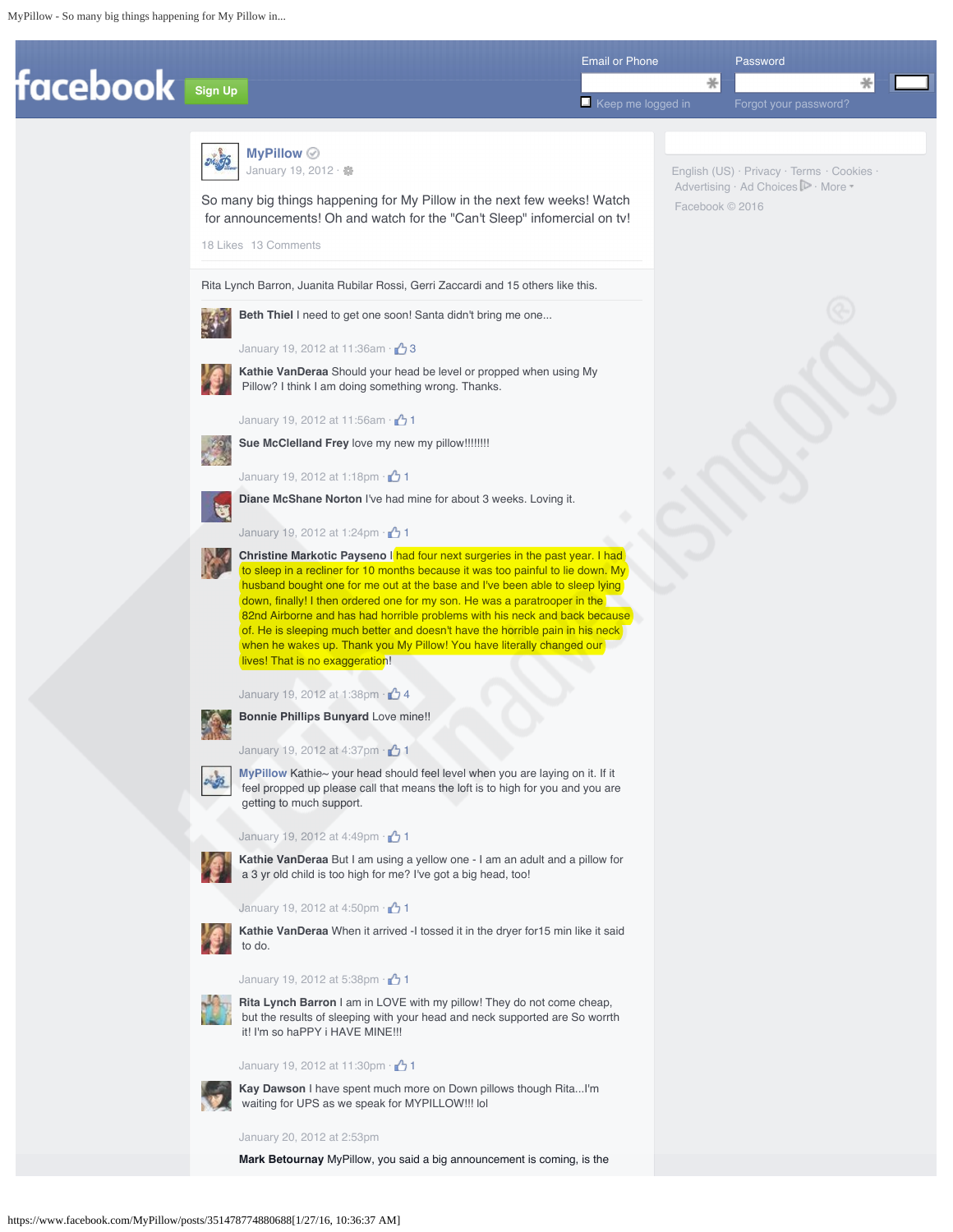facebook **Sign Up**

Email or Phone | Password

Keep me logged in | Forgot your password?

**MyPillow**
January 19, 2012

So many big things happening for My Pillow in the next few weeks! Watch for announcements! Oh and watch for the "Can't Sleep" infomercial on tv!

18 Likes 13 Comments

Rita Lynch Barron, Juanita Rubilar Rossi, Gerri Zaccardi and 15 others like this.

**Beth Thiel** I need to get one soon! Santa didn't bring me one...

January 19, 2012 at 11:36am · 3

**Kathie VanDeraa** Should your head be level or propped when using My Pillow? I think I am doing something wrong. Thanks.

January 19, 2012 at 11:56am · 1

**Sue McClelland Frey** love my new my pillow!!!!!!!!

January 19, 2012 at 1:18pm · 1

**Diane McShane Norton** I've had mine for about 3 weeks. Loving it.

January 19, 2012 at 1:24pm · 1

**Christine Markotic Payseno** I had four next surgeries in the past year. I had to sleep in a recliner for 10 months because it was too painful to lie down. My husband bought one for me out at the base and I've been able to sleep lying down, finally! I then ordered one for my son. He was a paratrooper in the 82nd Airborne and has had horrible problems with his neck and back because of. He is sleeping much better and doesn't have the horrible pain in his neck when he wakes up. Thank you My Pillow! You have literally changed our lives! That is no exaggeration!

January 19, 2012 at 1:38pm · 4

**Bonnie Phillips Bunyard** Love mine!!

January 19, 2012 at 4:37pm · 1

**MyPillow** Kathie~ your head should feel level when you are laying on it. If it feel propped up please call that means the loft is to high for you and you are getting to much support.

January 19, 2012 at 4:49pm · 1

**Kathie VanDeraa** But I am using a yellow one - I am an adult and a pillow for a 3 yr old child is too high for me? I've got a big head, too!

January 19, 2012 at 4:50pm · 1

**Kathie VanDeraa** When it arrived -I tossed it in the dryer for15 min like it said to do.

January 19, 2012 at 5:38pm · 1

**Rita Lynch Barron** I am in LOVE with my pillow! They do not come cheap, but the results of sleeping with your head and neck supported are So worrth it! I'm so haPPY i HAVE MINE!!!

January 19, 2012 at 11:30pm · 1

**Kay Dawson** I have spent much more on Down pillows though Rita...I'm waiting for UPS as we speak for MYPILLOW!!! lol

January 20, 2012 at 2:53pm

**Mark Betournay** MyPillow, you said a big announcement is coming, is the

English (US) · Privacy · Terms · Cookies · Advertising · Ad Choices · More
Facebook © 2016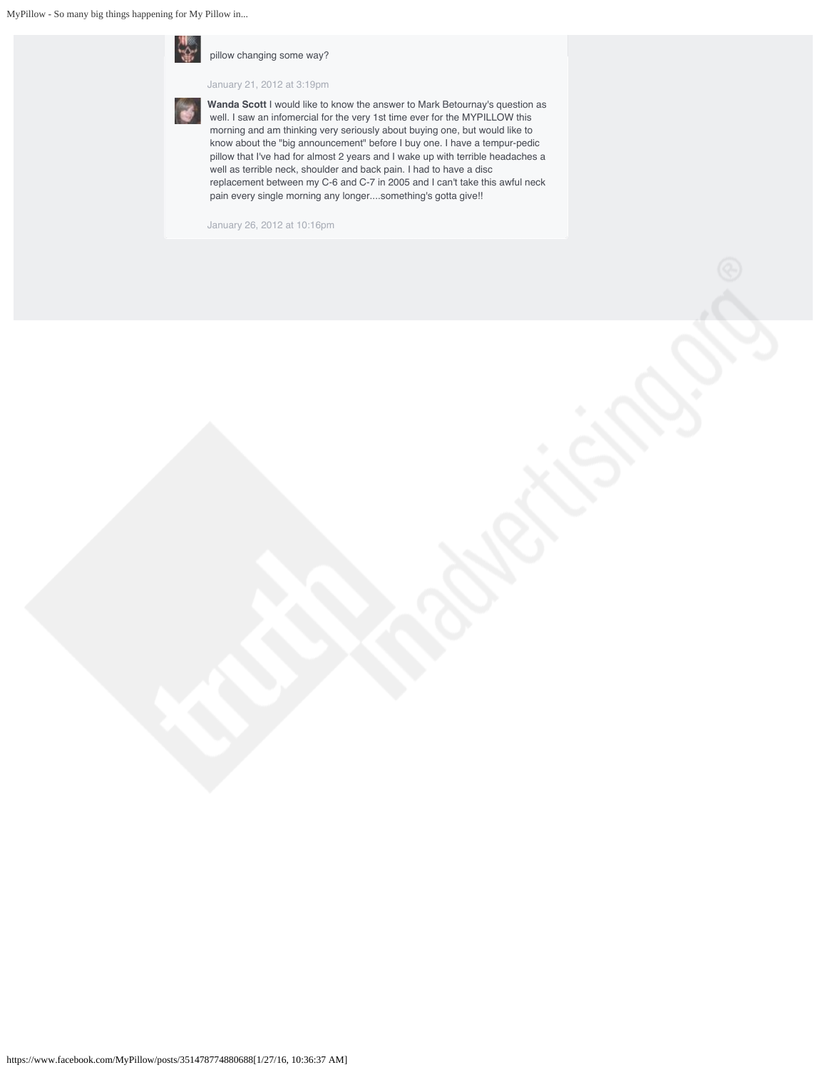pillow changing some way?

January 21, 2012 at 3:19pm

**Wanda Scott** I would like to know the answer to Mark Betournay's question as well. I saw an infomercial for the very 1st time ever for the MYPILLOW this morning and am thinking very seriously about buying one, but would like to know about the "big announcement" before I buy one. I have a tempur-pedic pillow that I've had for almost 2 years and I wake up with terrible headaches a well as terrible neck, shoulder and back pain. I had to have a disc replacement between my C-6 and C-7 in 2005 and I can't take this awful neck pain every single morning any longer....something's gotta give!!

January 26, 2012 at 10:16pm